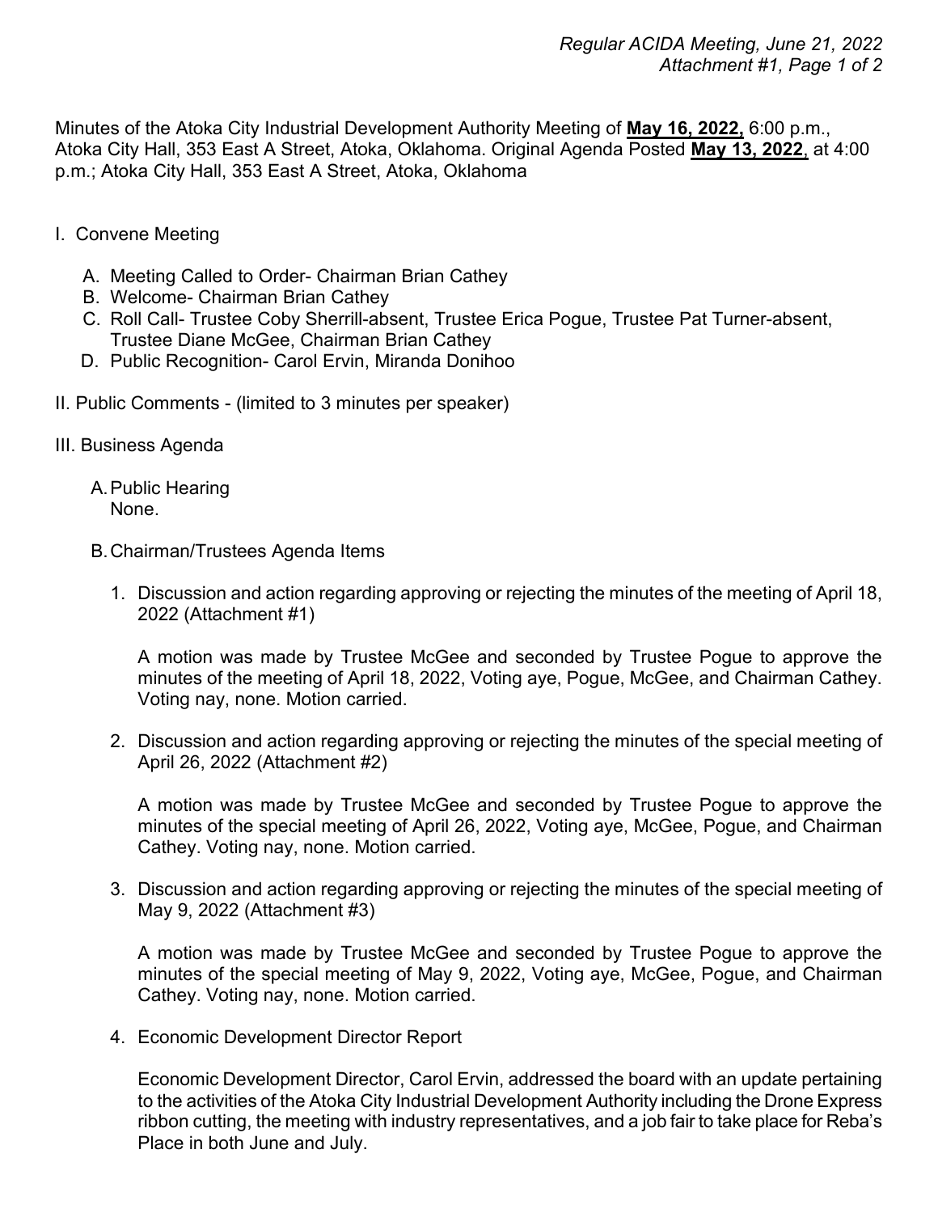Minutes of the Atoka City Industrial Development Authority Meeting of **May 16, 2022,** 6:00 p.m., Atoka City Hall, 353 East A Street, Atoka, Oklahoma. Original Agenda Posted **May 13, 2022,** at 4:00 p.m.; Atoka City Hall, 353 East A Street, Atoka, Oklahoma

I. Convene Meeting

   A. Meeting Called to Order- Chairman Brian Cathey
   B. Welcome- Chairman Brian Cathey
   C. Roll Call- Trustee Coby Sherrill-absent, Trustee Erica Pogue, Trustee Pat Turner-absent, Trustee Diane McGee, Chairman Brian Cathey
   D. Public Recognition- Carol Ervin, Miranda Donihoo

II. Public Comments - (limited to 3 minutes per speaker)

III. Business Agenda

   A. Public Hearing
      None.

   B. Chairman/Trustees Agenda Items

      1. Discussion and action regarding approving or rejecting the minutes of the meeting of April 18, 2022 (Attachment #1)

         A motion was made by Trustee McGee and seconded by Trustee Pogue to approve the minutes of the meeting of April 18, 2022, Voting aye, Pogue, McGee, and Chairman Cathey. Voting nay, none. Motion carried.

      2. Discussion and action regarding approving or rejecting the minutes of the special meeting of April 26, 2022 (Attachment #2)

         A motion was made by Trustee McGee and seconded by Trustee Pogue to approve the minutes of the special meeting of April 26, 2022, Voting aye, McGee, Pogue, and Chairman Cathey. Voting nay, none. Motion carried.

      3. Discussion and action regarding approving or rejecting the minutes of the special meeting of May 9, 2022 (Attachment #3)

         A motion was made by Trustee McGee and seconded by Trustee Pogue to approve the minutes of the special meeting of May 9, 2022, Voting aye, McGee, Pogue, and Chairman Cathey. Voting nay, none. Motion carried.

      4. Economic Development Director Report

         Economic Development Director, Carol Ervin, addressed the board with an update pertaining to the activities of the Atoka City Industrial Development Authority including the Drone Express ribbon cutting, the meeting with industry representatives, and a job fair to take place for Reba's Place in both June and July.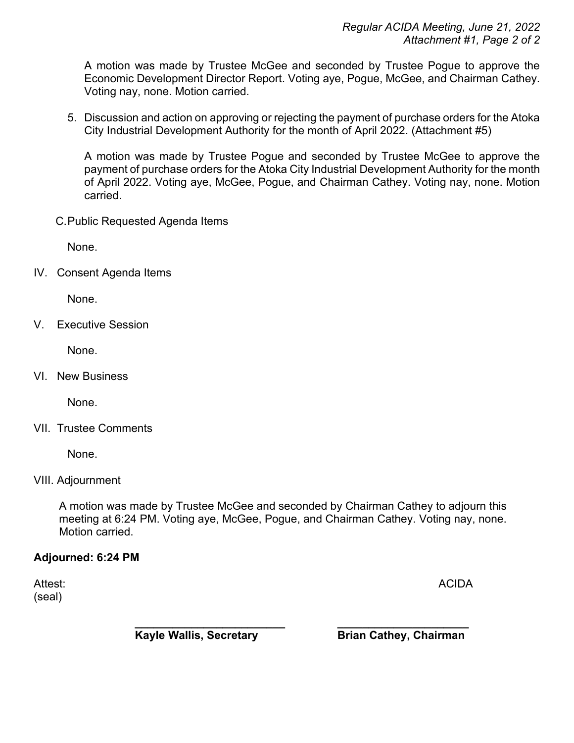A motion was made by Trustee McGee and seconded by Trustee Pogue to approve the Economic Development Director Report. Voting aye, Pogue, McGee, and Chairman Cathey. Voting nay, none. Motion carried.

5. Discussion and action on approving or rejecting the payment of purchase orders for the Atoka City Industrial Development Authority for the month of April 2022. (Attachment #5)

   A motion was made by Trustee Pogue and seconded by Trustee McGee to approve the payment of purchase orders for the Atoka City Industrial Development Authority for the month of April 2022. Voting aye, McGee, Pogue, and Chairman Cathey. Voting nay, none. Motion carried.

C. Public Requested Agenda Items

   None.

IV. Consent Agenda Items

   None.

V. Executive Session

   None.

VI. New Business

   None.

VII. Trustee Comments

   None.

VIII. Adjournment

   A motion was made by Trustee McGee and seconded by Chairman Cathey to adjourn this meeting at 6:24 PM. Voting aye, McGee, Pogue, and Chairman Cathey. Voting nay, none. Motion carried.

**Adjourned: 6:24 PM**

Attest: ACIDA
(seal)

\_\_\_\_\_\_\_\_\_\_\_\_\_\_\_\_\_\_\_\_\_\_\_\_\_ \_\_\_\_\_\_\_\_\_\_\_\_\_\_\_\_\_\_\_\_\_\_

**Kayle Wallis, Secretary** **Brian Cathey, Chairman**